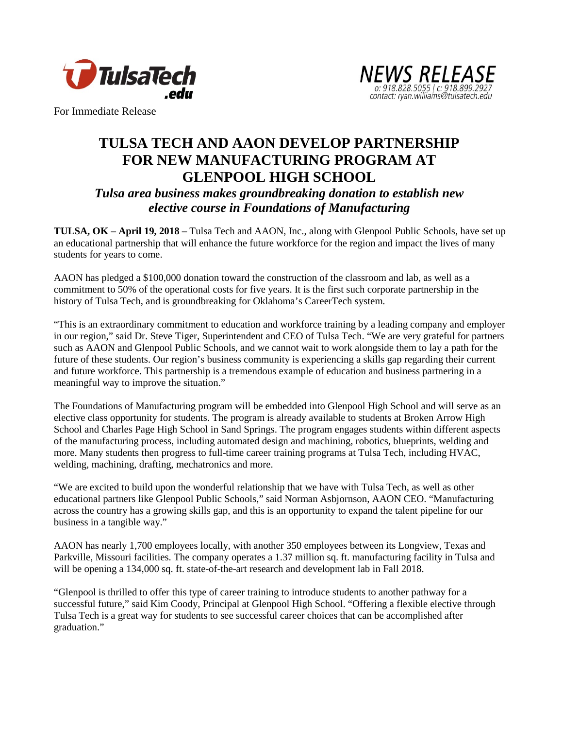TulsaTech.edu

NEWS RELEASE
o: 918.828.5055 | c: 918.899.2927
contact: ryan.williams@tulsatech.edu

For Immediate Release

# TULSA TECH AND AAON DEVELOP PARTNERSHIP FOR NEW MANUFACTURING PROGRAM AT GLENPOOL HIGH SCHOOL

### *Tulsa area business makes groundbreaking donation to establish new elective course in Foundations of Manufacturing*

**TULSA, OK – April 19, 2018 –** Tulsa Tech and AAON, Inc., along with Glenpool Public Schools, have set up an educational partnership that will enhance the future workforce for the region and impact the lives of many students for years to come.

AAON has pledged a $100,000 donation toward the construction of the classroom and lab, as well as a commitment to 50% of the operational costs for five years. It is the first such corporate partnership in the history of Tulsa Tech, and is groundbreaking for Oklahoma's CareerTech system.

"This is an extraordinary commitment to education and workforce training by a leading company and employer in our region," said Dr. Steve Tiger, Superintendent and CEO of Tulsa Tech. "We are very grateful for partners such as AAON and Glenpool Public Schools, and we cannot wait to work alongside them to lay a path for the future of these students. Our region's business community is experiencing a skills gap regarding their current and future workforce. This partnership is a tremendous example of education and business partnering in a meaningful way to improve the situation."

The Foundations of Manufacturing program will be embedded into Glenpool High School and will serve as an elective class opportunity for students. The program is already available to students at Broken Arrow High School and Charles Page High School in Sand Springs. The program engages students within different aspects of the manufacturing process, including automated design and machining, robotics, blueprints, welding and more. Many students then progress to full-time career training programs at Tulsa Tech, including HVAC, welding, machining, drafting, mechatronics and more.

"We are excited to build upon the wonderful relationship that we have with Tulsa Tech, as well as other educational partners like Glenpool Public Schools," said Norman Asbjornson, AAON CEO. "Manufacturing across the country has a growing skills gap, and this is an opportunity to expand the talent pipeline for our business in a tangible way."

AAON has nearly 1,700 employees locally, with another 350 employees between its Longview, Texas and Parkville, Missouri facilities. The company operates a 1.37 million sq. ft. manufacturing facility in Tulsa and will be opening a 134,000 sq. ft. state-of-the-art research and development lab in Fall 2018.

"Glenpool is thrilled to offer this type of career training to introduce students to another pathway for a successful future," said Kim Coody, Principal at Glenpool High School. "Offering a flexible elective through Tulsa Tech is a great way for students to see successful career choices that can be accomplished after graduation."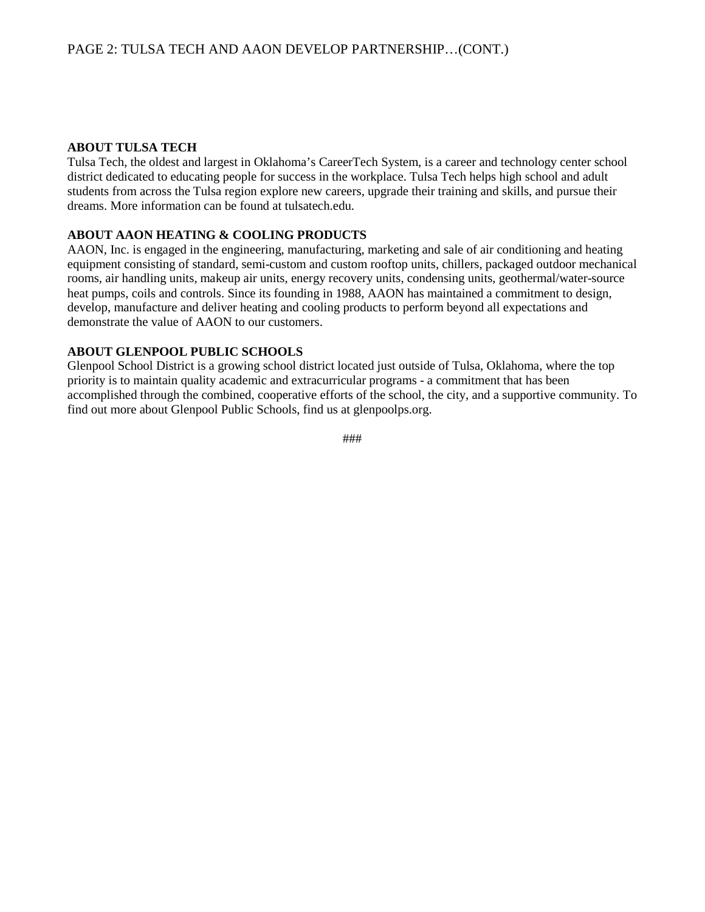**ABOUT TULSA TECH**

Tulsa Tech, the oldest and largest in Oklahoma's CareerTech System, is a career and technology center school district dedicated to educating people for success in the workplace. Tulsa Tech helps high school and adult students from across the Tulsa region explore new careers, upgrade their training and skills, and pursue their dreams. More information can be found at tulsatech.edu.

**ABOUT AAON HEATING & COOLING PRODUCTS**

AAON, Inc. is engaged in the engineering, manufacturing, marketing and sale of air conditioning and heating equipment consisting of standard, semi-custom and custom rooftop units, chillers, packaged outdoor mechanical rooms, air handling units, makeup air units, energy recovery units, condensing units, geothermal/water-source heat pumps, coils and controls. Since its founding in 1988, AAON has maintained a commitment to design, develop, manufacture and deliver heating and cooling products to perform beyond all expectations and demonstrate the value of AAON to our customers.

**ABOUT GLENPOOL PUBLIC SCHOOLS**

Glenpool School District is a growing school district located just outside of Tulsa, Oklahoma, where the top priority is to maintain quality academic and extracurricular programs - a commitment that has been accomplished through the combined, cooperative efforts of the school, the city, and a supportive community. To find out more about Glenpool Public Schools, find us at glenpoolps.org.

###